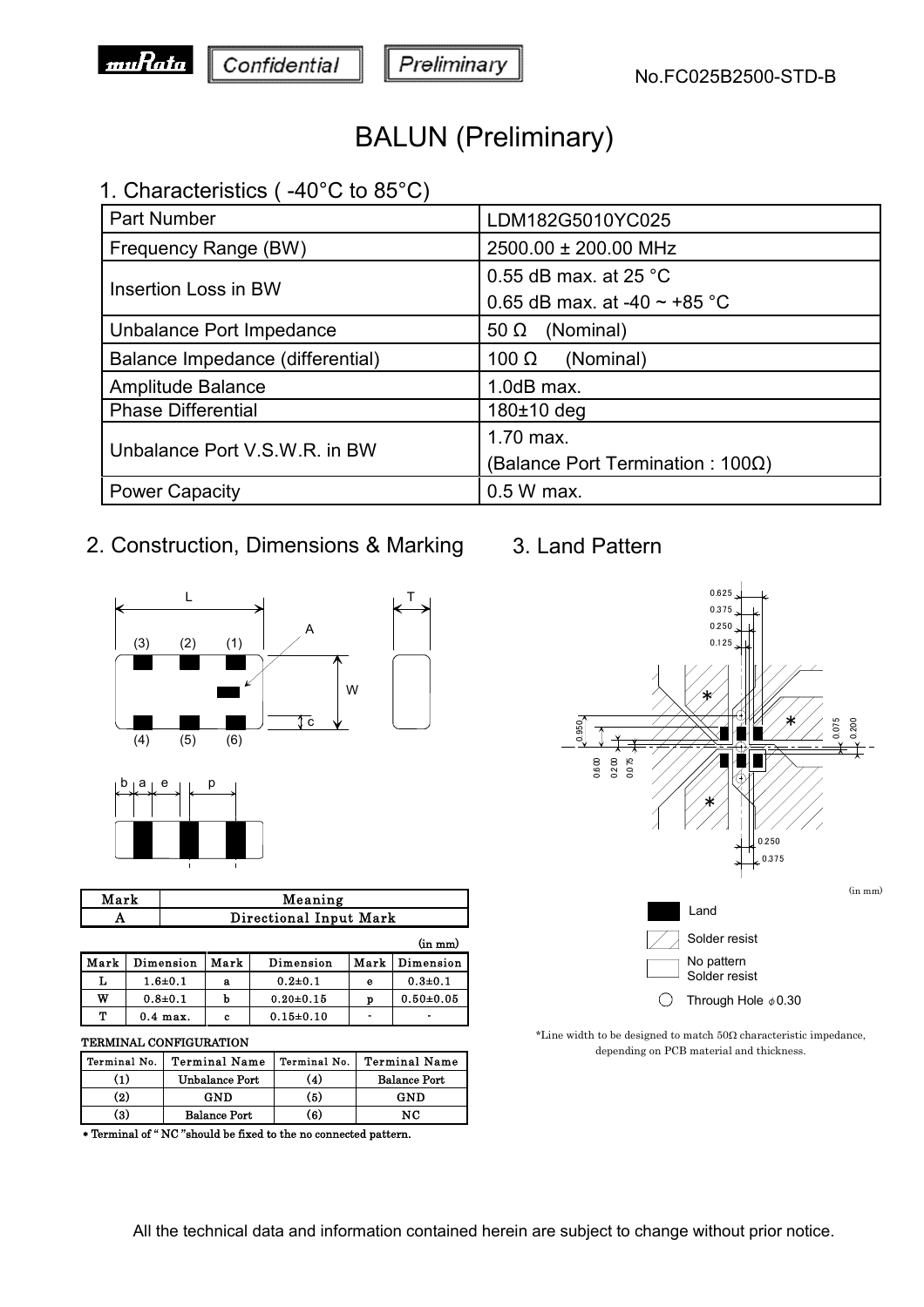No.FC025B2500-STD-B

# BALUN (Preliminary)

## 1. Characteristics ( -40°C to 85°C)

| Part Number | LDM182G5010YC025 |
|---|---|
| Frequency Range (BW) | 2500.00 ± 200.00 MHz |
| Insertion Loss in BW | 0.55 dB max. at 25 °C<br>0.65 dB max. at -40 ~ +85 °C |
| Unbalance Port Impedance | 50 Ω (Nominal) |
| Balance Impedance (differential) | 100 Ω (Nominal) |
| Amplitude Balance | 1.0dB max. |
| Phase Differential | 180±10 deg |
| Unbalance Port V.S.W.R. in BW | 1.70 max.<br>(Balance Port Termination : 100Ω) |
| Power Capacity | 0.5 W max. |

## 2. Construction, Dimensions & Marking

| Mark | Meaning |
|---|---|
| A | Directional Input Mark |

(in mm)

| Mark | Dimension | Mark | Dimension | Mark | Dimension |
|---|---|---|---|---|---|
| L | 1.6±0.1 | a | 0.2±0.1 | e | 0.3±0.1 |
| W | 0.8±0.1 | b | 0.20±0.15 | p | 0.50±0.05 |
| T | 0.4 max. | c | 0.15±0.10 | - | - |

TERMINAL CONFIGURATION

| Terminal No. | Terminal Name | Terminal No. | Terminal Name |
|---|---|---|---|
| (1) | Unbalance Port | (4) | Balance Port |
| (2) | GND | (5) | GND |
| (3) | Balance Port | (6) | NC |

* Terminal of " NC "should be fixed to the no connected pattern.

## 3. Land Pattern

(in mm)

- Land
- Solder resist
- No pattern Solder resist
- Through Hole φ0.30

*Line width to be designed to match 50Ω characteristic impedance, depending on PCB material and thickness.

All the technical data and information contained herein are subject to change without prior notice.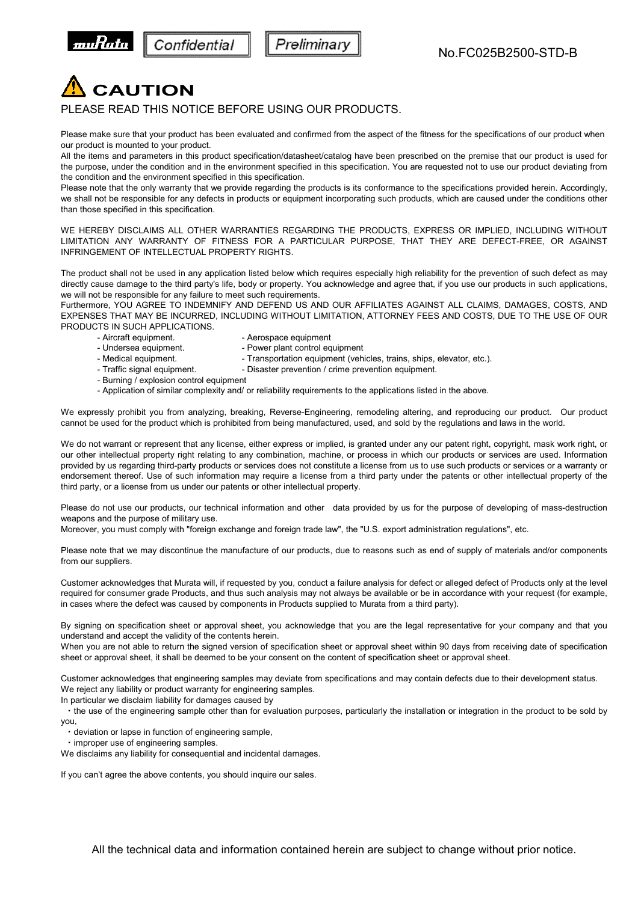Confidential Preliminary

No.FC025B2500-STD-B

# ⚠ CAUTION

PLEASE READ THIS NOTICE BEFORE USING OUR PRODUCTS.

Please make sure that your product has been evaluated and confirmed from the aspect of the fitness for the specifications of our product when our product is mounted to your product.
All the items and parameters in this product specification/datasheet/catalog have been prescribed on the premise that our product is used for the purpose, under the condition and in the environment specified in this specification. You are requested not to use our product deviating from the condition and the environment specified in this specification.
Please note that the only warranty that we provide regarding the products is its conformance to the specifications provided herein. Accordingly, we shall not be responsible for any defects in products or equipment incorporating such products, which are caused under the conditions other than those specified in this specification.

WE HEREBY DISCLAIMS ALL OTHER WARRANTIES REGARDING THE PRODUCTS, EXPRESS OR IMPLIED, INCLUDING WITHOUT LIMITATION ANY WARRANTY OF FITNESS FOR A PARTICULAR PURPOSE, THAT THEY ARE DEFECT-FREE, OR AGAINST INFRINGEMENT OF INTELLECTUAL PROPERTY RIGHTS.

The product shall not be used in any application listed below which requires especially high reliability for the prevention of such defect as may directly cause damage to the third party's life, body or property. You acknowledge and agree that, if you use our products in such applications, we will not be responsible for any failure to meet such requirements.
Furthermore, YOU AGREE TO INDEMNIFY AND DEFEND US AND OUR AFFILIATES AGAINST ALL CLAIMS, DAMAGES, COSTS, AND EXPENSES THAT MAY BE INCURRED, INCLUDING WITHOUT LIMITATION, ATTORNEY FEES AND COSTS, DUE TO THE USE OF OUR PRODUCTS IN SUCH APPLICATIONS.

- Aircraft equipment.
- Aerospace equipment
- Undersea equipment.
- Power plant control equipment
- Medical equipment.
- Transportation equipment (vehicles, trains, ships, elevator, etc.).
- Traffic signal equipment.
- Disaster prevention / crime prevention equipment.
- Burning / explosion control equipment
- Application of similar complexity and/ or reliability requirements to the applications listed in the above.

We expressly prohibit you from analyzing, breaking, Reverse-Engineering, remodeling altering, and reproducing our product. Our product cannot be used for the product which is prohibited from being manufactured, used, and sold by the regulations and laws in the world.

We do not warrant or represent that any license, either express or implied, is granted under any our patent right, copyright, mask work right, or our other intellectual property right relating to any combination, machine, or process in which our products or services are used. Information provided by us regarding third-party products or services does not constitute a license from us to use such products or services or a warranty or endorsement thereof. Use of such information may require a license from a third party under the patents or other intellectual property of the third party, or a license from us under our patents or other intellectual property.

Please do not use our products, our technical information and other data provided by us for the purpose of developing of mass-destruction weapons and the purpose of military use.
Moreover, you must comply with "foreign exchange and foreign trade law", the "U.S. export administration regulations", etc.

Please note that we may discontinue the manufacture of our products, due to reasons such as end of supply of materials and/or components from our suppliers.

Customer acknowledges that Murata will, if requested by you, conduct a failure analysis for defect or alleged defect of Products only at the level required for consumer grade Products, and thus such analysis may not always be available or be in accordance with your request (for example, in cases where the defect was caused by components in Products supplied to Murata from a third party).

By signing on specification sheet or approval sheet, you acknowledge that you are the legal representative for your company and that you understand and accept the validity of the contents herein.
When you are not able to return the signed version of specification sheet or approval sheet within 90 days from receiving date of specification sheet or approval sheet, it shall be deemed to be your consent on the content of specification sheet or approval sheet.

Customer acknowledges that engineering samples may deviate from specifications and may contain defects due to their development status.
We reject any liability or product warranty for engineering samples.
In particular we disclaim liability for damages caused by

・the use of the engineering sample other than for evaluation purposes, particularly the installation or integration in the product to be sold by you,
・deviation or lapse in function of engineering sample,
・improper use of engineering samples.

We disclaims any liability for consequential and incidental damages.

If you can't agree the above contents, you should inquire our sales.

All the technical data and information contained herein are subject to change without prior notice.